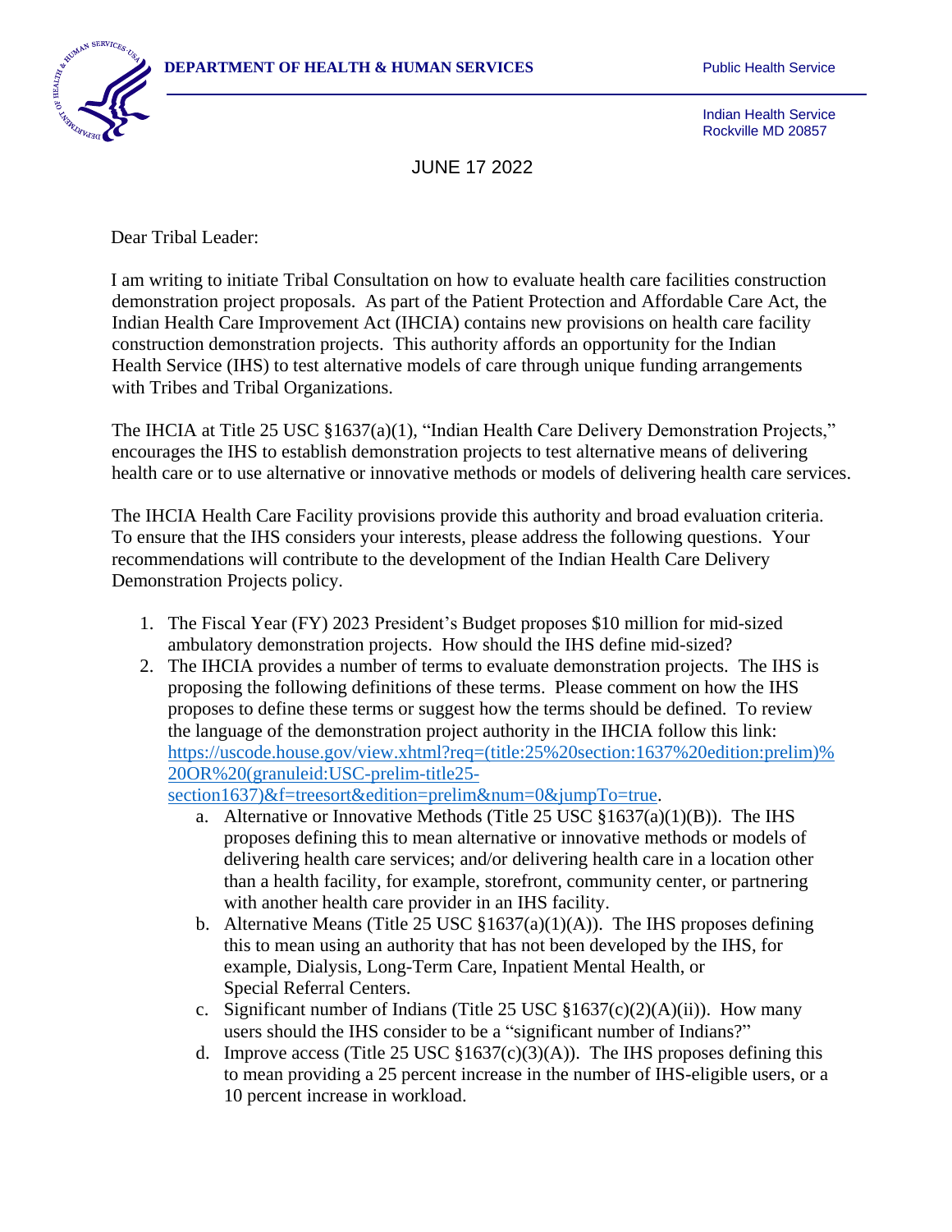**DEPARTMENT OF HEALTH & HUMAN SERVICES**

Public Health Service

Indian Health Service
Rockville MD 20857

JUNE 17 2022

Dear Tribal Leader:

I am writing to initiate Tribal Consultation on how to evaluate health care facilities construction demonstration project proposals. As part of the Patient Protection and Affordable Care Act, the Indian Health Care Improvement Act (IHCIA) contains new provisions on health care facility construction demonstration projects. This authority affords an opportunity for the Indian Health Service (IHS) to test alternative models of care through unique funding arrangements with Tribes and Tribal Organizations.

The IHCIA at Title 25 USC §1637(a)(1), "Indian Health Care Delivery Demonstration Projects," encourages the IHS to establish demonstration projects to test alternative means of delivering health care or to use alternative or innovative methods or models of delivering health care services.

The IHCIA Health Care Facility provisions provide this authority and broad evaluation criteria. To ensure that the IHS considers your interests, please address the following questions. Your recommendations will contribute to the development of the Indian Health Care Delivery Demonstration Projects policy.

1. The Fiscal Year (FY) 2023 President's Budget proposes $10 million for mid-sized ambulatory demonstration projects. How should the IHS define mid-sized?
2. The IHCIA provides a number of terms to evaluate demonstration projects. The IHS is proposing the following definitions of these terms. Please comment on how the IHS proposes to define these terms or suggest how the terms should be defined. To review the language of the demonstration project authority in the IHCIA follow this link: [https://uscode.house.gov/view.xhtml?req=(title:25%20section:1637%20edition:prelim)%20OR%20(granuleid:USC-prelim-title25-section1637)&f=treesort&edition=prelim&num=0&jumpTo=true](https://uscode.house.gov/view.xhtml?req=(title:25%20section:1637%20edition:prelim)%20OR%20(granuleid:USC-prelim-title25-section1637)&f=treesort&edition=prelim&num=0&jumpTo=true).
    a. Alternative or Innovative Methods (Title 25 USC §1637(a)(1)(B)). The IHS proposes defining this to mean alternative or innovative methods or models of delivering health care services; and/or delivering health care in a location other than a health facility, for example, storefront, community center, or partnering with another health care provider in an IHS facility.
    b. Alternative Means (Title 25 USC §1637(a)(1)(A)). The IHS proposes defining this to mean using an authority that has not been developed by the IHS, for example, Dialysis, Long-Term Care, Inpatient Mental Health, or Special Referral Centers.
    c. Significant number of Indians (Title 25 USC §1637(c)(2)(A)(ii)). How many users should the IHS consider to be a "significant number of Indians?"
    d. Improve access (Title 25 USC §1637(c)(3)(A)). The IHS proposes defining this to mean providing a 25 percent increase in the number of IHS-eligible users, or a 10 percent increase in workload.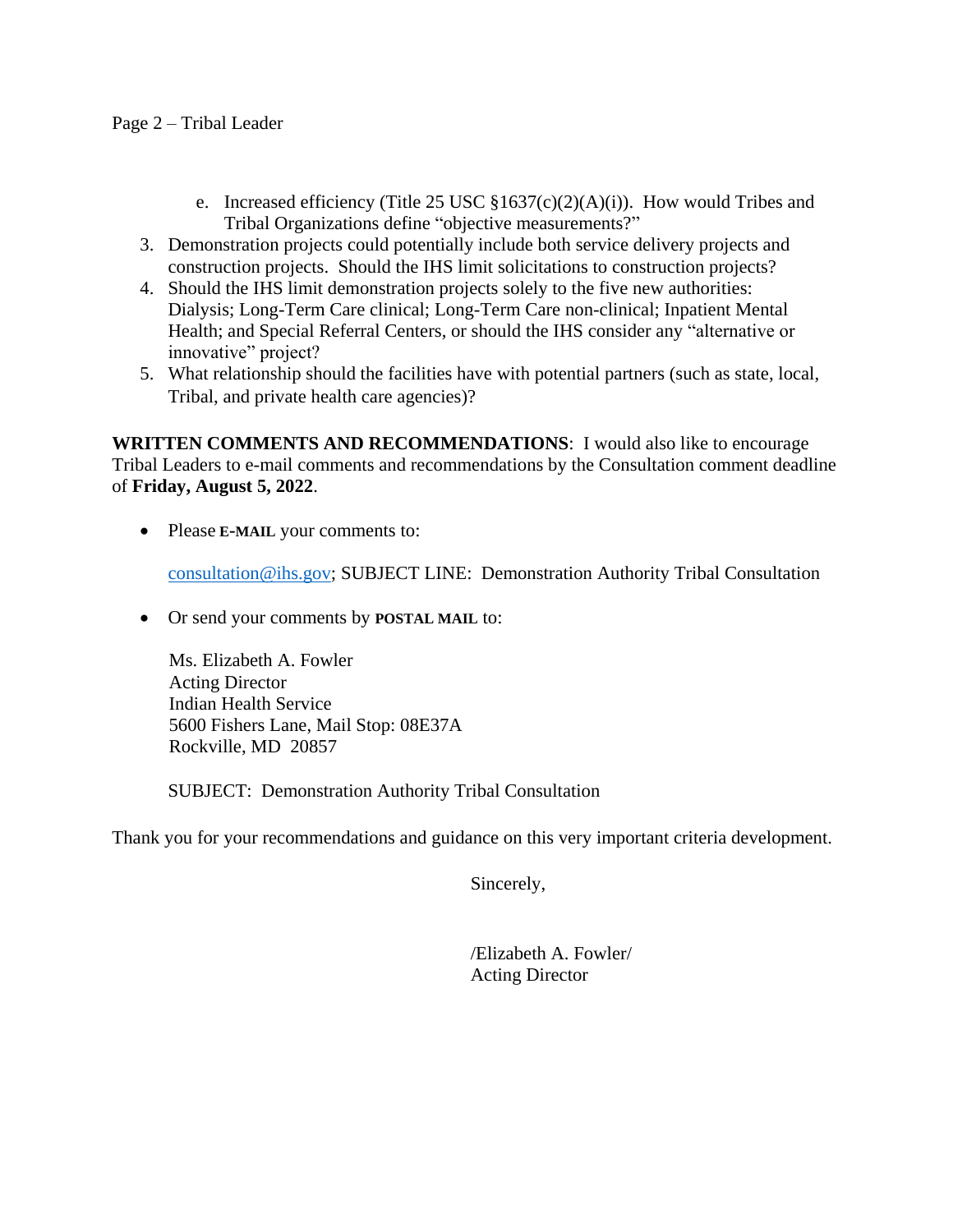e. Increased efficiency (Title 25 USC §1637(c)(2)(A)(i)). How would Tribes and Tribal Organizations define "objective measurements?"

3. Demonstration projects could potentially include both service delivery projects and construction projects. Should the IHS limit solicitations to construction projects?
4. Should the IHS limit demonstration projects solely to the five new authorities: Dialysis; Long-Term Care clinical; Long-Term Care non-clinical; Inpatient Mental Health; and Special Referral Centers, or should the IHS consider any "alternative or innovative" project?
5. What relationship should the facilities have with potential partners (such as state, local, Tribal, and private health care agencies)?

**WRITTEN COMMENTS AND RECOMMENDATIONS**: I would also like to encourage Tribal Leaders to e-mail comments and recommendations by the Consultation comment deadline of **Friday, August 5, 2022**.

- Please **E-MAIL** your comments to:

  consultation@ihs.gov; SUBJECT LINE: Demonstration Authority Tribal Consultation

- Or send your comments by **POSTAL MAIL** to:

  Ms. Elizabeth A. Fowler  
  Acting Director  
  Indian Health Service  
  5600 Fishers Lane, Mail Stop: 08E37A  
  Rockville, MD 20857

  SUBJECT: Demonstration Authority Tribal Consultation

Thank you for your recommendations and guidance on this very important criteria development.

Sincerely,

/Elizabeth A. Fowler/  
Acting Director